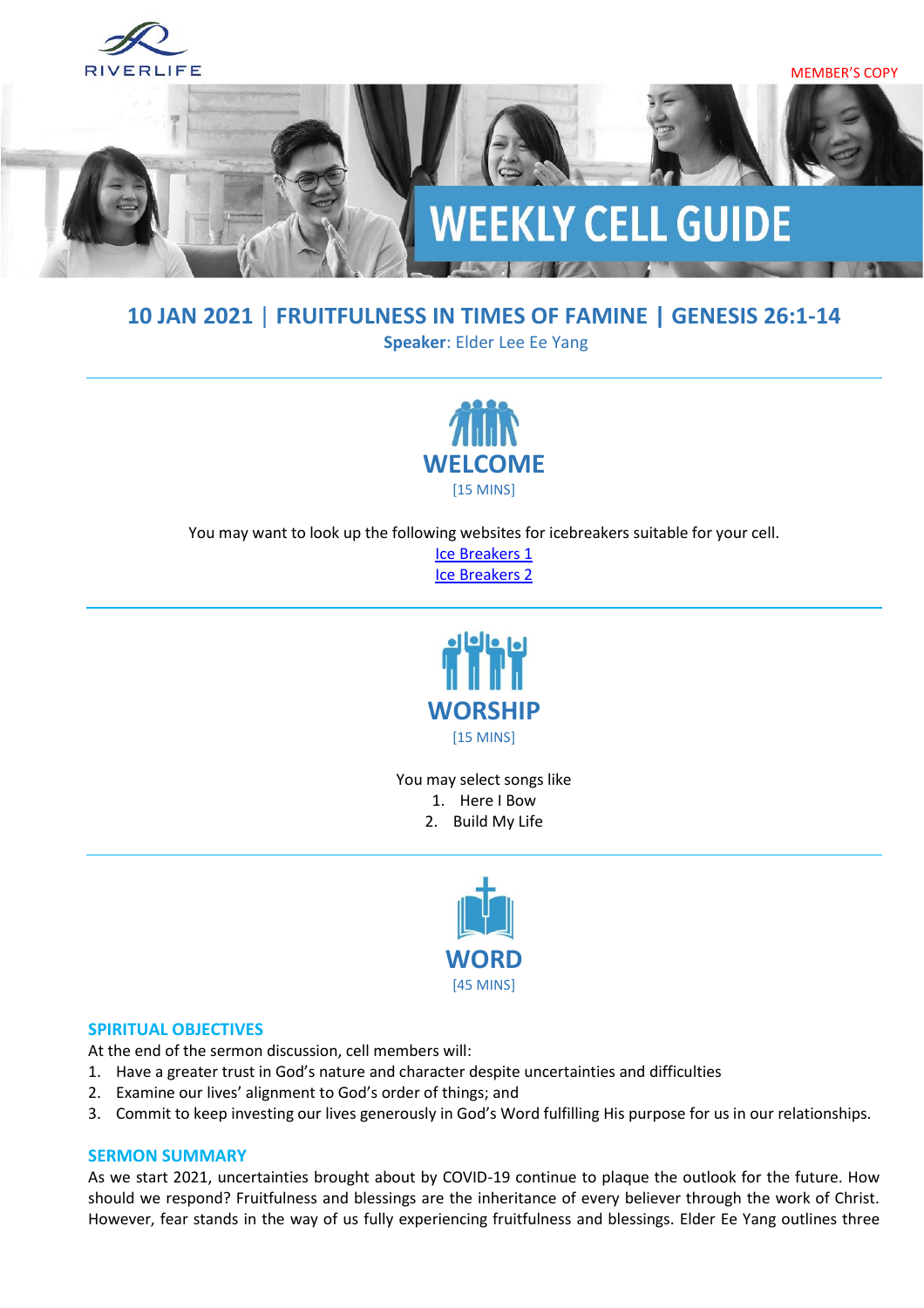RIVERLIFE

MEMBER'S COPY

# WEEKLY CELL GUIDE

## 10 JAN 2021 | FRUITFULNESS IN TIMES OF FAMINE | GENESIS 26:1-14

**Speaker**: Elder Lee Ee Yang

---

## WELCOME

[15 MINS]

You may want to look up the following websites for icebreakers suitable for your cell.

Ice Breakers 1

Ice Breakers 2

---

## WORSHIP

[15 MINS]

You may select songs like

1. Here I Bow
2. Build My Life

---

## WORD

[45 MINS]

### SPIRITUAL OBJECTIVES

At the end of the sermon discussion, cell members will:

1. Have a greater trust in God's nature and character despite uncertainties and difficulties
2. Examine our lives' alignment to God's order of things; and
3. Commit to keep investing our lives generously in God's Word fulfilling His purpose for us in our relationships.

### SERMON SUMMARY

As we start 2021, uncertainties brought about by COVID-19 continue to plaque the outlook for the future. How should we respond? Fruitfulness and blessings are the inheritance of every believer through the work of Christ. However, fear stands in the way of us fully experiencing fruitfulness and blessings. Elder Ee Yang outlines three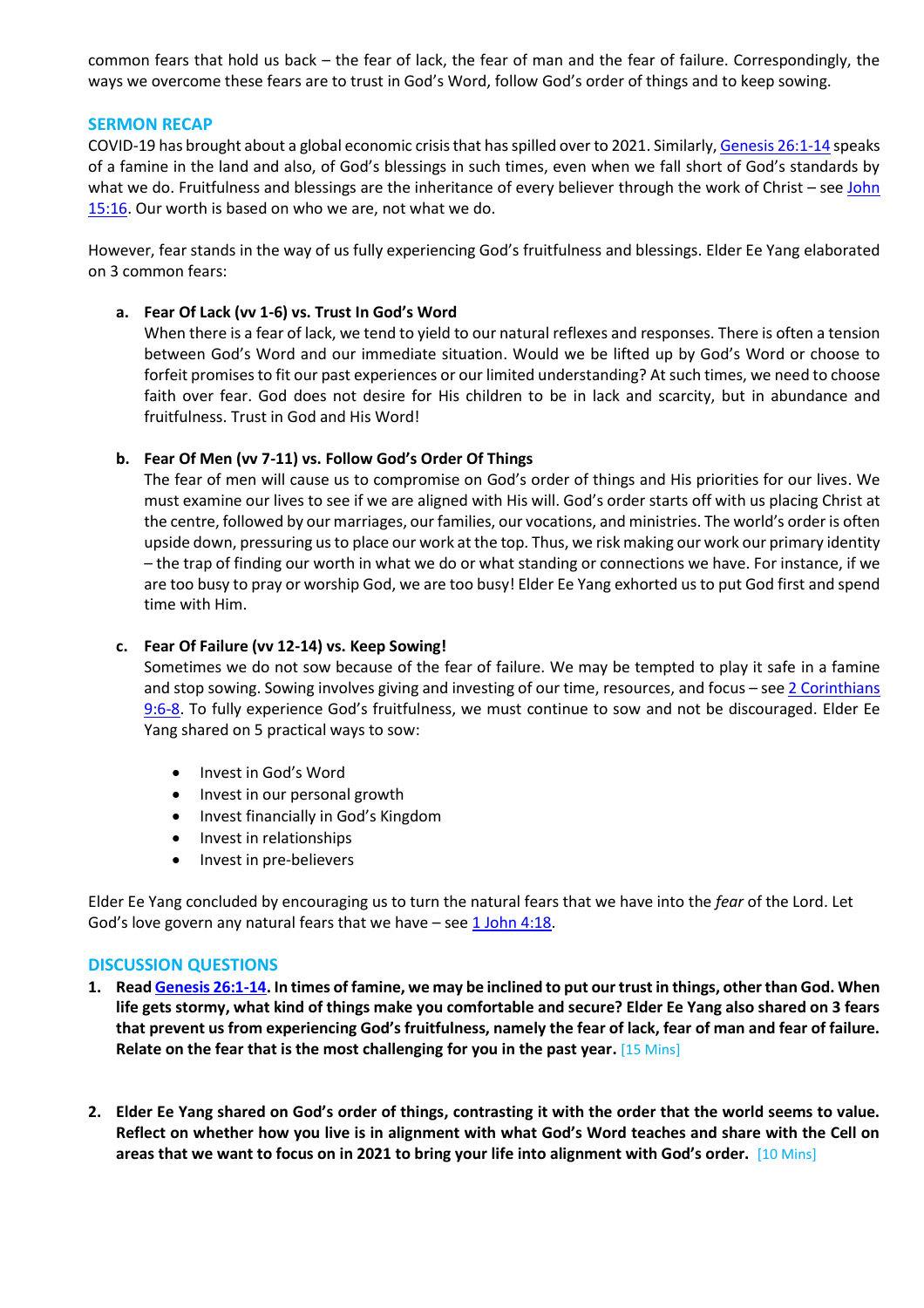common fears that hold us back – the fear of lack, the fear of man and the fear of failure. Correspondingly, the ways we overcome these fears are to trust in God's Word, follow God's order of things and to keep sowing.

## SERMON RECAP

COVID-19 has brought about a global economic crisis that has spilled over to 2021. Similarly, Genesis 26:1-14 speaks of a famine in the land and also, of God's blessings in such times, even when we fall short of God's standards by what we do. Fruitfulness and blessings are the inheritance of every believer through the work of Christ – see John 15:16. Our worth is based on who we are, not what we do.

However, fear stands in the way of us fully experiencing God's fruitfulness and blessings. Elder Ee Yang elaborated on 3 common fears:

**a. Fear Of Lack (vv 1-6) vs. Trust In God's Word**

When there is a fear of lack, we tend to yield to our natural reflexes and responses. There is often a tension between God's Word and our immediate situation. Would we be lifted up by God's Word or choose to forfeit promises to fit our past experiences or our limited understanding? At such times, we need to choose faith over fear. God does not desire for His children to be in lack and scarcity, but in abundance and fruitfulness. Trust in God and His Word!

**b. Fear Of Men (vv 7-11) vs. Follow God's Order Of Things**

The fear of men will cause us to compromise on God's order of things and His priorities for our lives. We must examine our lives to see if we are aligned with His will. God's order starts off with us placing Christ at the centre, followed by our marriages, our families, our vocations, and ministries. The world's order is often upside down, pressuring us to place our work at the top. Thus, we risk making our work our primary identity – the trap of finding our worth in what we do or what standing or connections we have. For instance, if we are too busy to pray or worship God, we are too busy! Elder Ee Yang exhorted us to put God first and spend time with Him.

**c. Fear Of Failure (vv 12-14) vs. Keep Sowing!**

Sometimes we do not sow because of the fear of failure. We may be tempted to play it safe in a famine and stop sowing. Sowing involves giving and investing of our time, resources, and focus – see 2 Corinthians 9:6-8. To fully experience God's fruitfulness, we must continue to sow and not be discouraged. Elder Ee Yang shared on 5 practical ways to sow:

- Invest in God's Word
- Invest in our personal growth
- Invest financially in God's Kingdom
- Invest in relationships
- Invest in pre-believers

Elder Ee Yang concluded by encouraging us to turn the natural fears that we have into the *fear* of the Lord. Let God's love govern any natural fears that we have – see 1 John 4:18.

## DISCUSSION QUESTIONS

1. **Read Genesis 26:1-14. In times of famine, we may be inclined to put our trust in things, other than God. When life gets stormy, what kind of things make you comfortable and secure? Elder Ee Yang also shared on 3 fears that prevent us from experiencing God's fruitfulness, namely the fear of lack, fear of man and fear of failure. Relate on the fear that is the most challenging for you in the past year.** [15 Mins]

2. **Elder Ee Yang shared on God's order of things, contrasting it with the order that the world seems to value. Reflect on whether how you live is in alignment with what God's Word teaches and share with the Cell on areas that we want to focus on in 2021 to bring your life into alignment with God's order.** [10 Mins]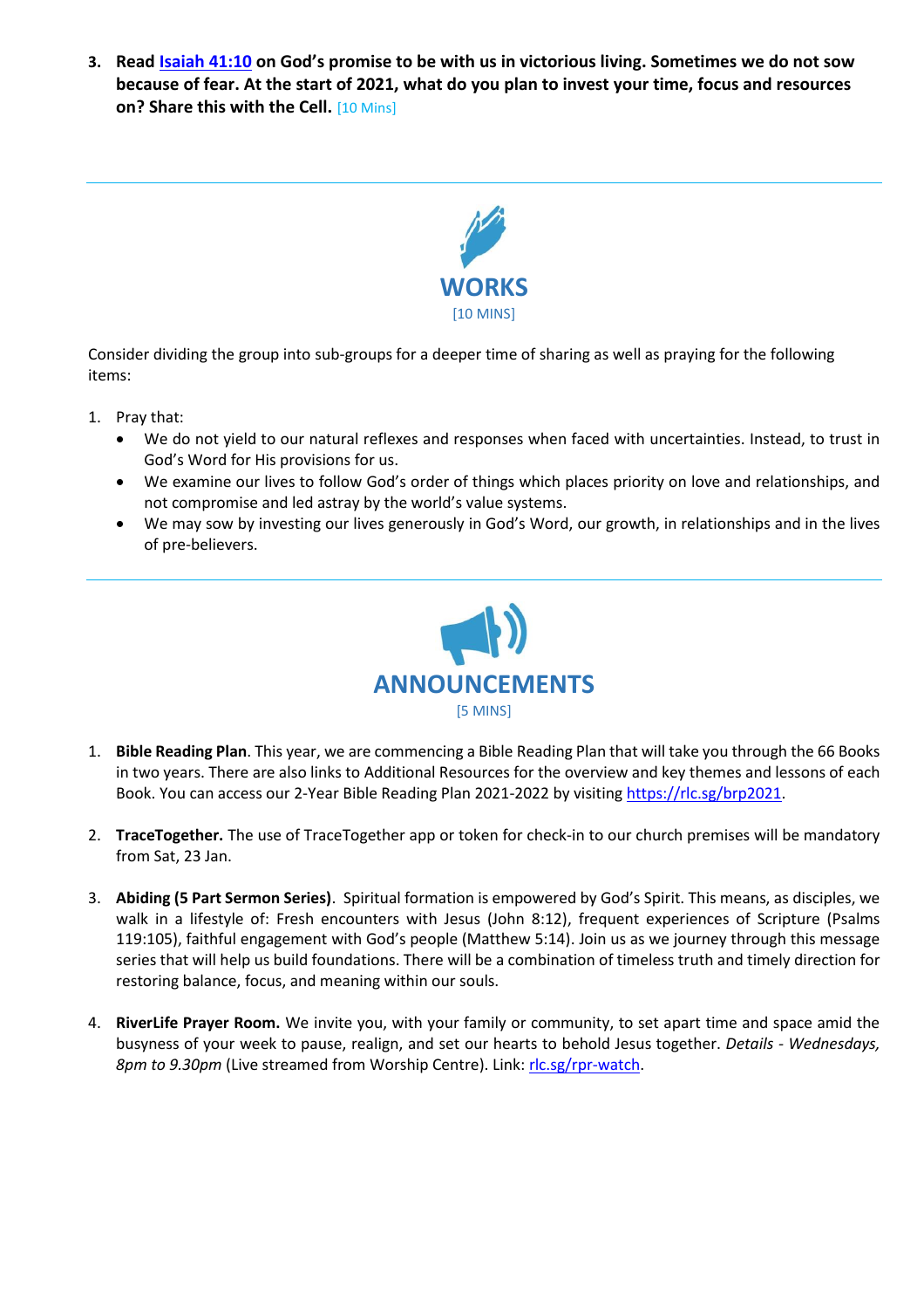3. **Read [Isaiah 41:10](Isaiah 41:10) on God's promise to be with us in victorious living. Sometimes we do not sow because of fear. At the start of 2021, what do you plan to invest your time, focus and resources on? Share this with the Cell.** [10 Mins]

---

## WORKS

[10 MINS]

Consider dividing the group into sub-groups for a deeper time of sharing as well as praying for the following items:

1. Pray that:
   - We do not yield to our natural reflexes and responses when faced with uncertainties. Instead, to trust in God's Word for His provisions for us.
   - We examine our lives to follow God's order of things which places priority on love and relationships, and not compromise and led astray by the world's value systems.
   - We may sow by investing our lives generously in God's Word, our growth, in relationships and in the lives of pre-believers.

---

## ANNOUNCEMENTS

[5 MINS]

1. **Bible Reading Plan**. This year, we are commencing a Bible Reading Plan that will take you through the 66 Books in two years. There are also links to Additional Resources for the overview and key themes and lessons of each Book. You can access our 2-Year Bible Reading Plan 2021-2022 by visiting https://rlc.sg/brp2021.

2. **TraceTogether.** The use of TraceTogether app or token for check-in to our church premises will be mandatory from Sat, 23 Jan.

3. **Abiding (5 Part Sermon Series)**. Spiritual formation is empowered by God's Spirit. This means, as disciples, we walk in a lifestyle of: Fresh encounters with Jesus (John 8:12), frequent experiences of Scripture (Psalms 119:105), faithful engagement with God's people (Matthew 5:14). Join us as we journey through this message series that will help us build foundations. There will be a combination of timeless truth and timely direction for restoring balance, focus, and meaning within our souls.

4. **RiverLife Prayer Room.** We invite you, with your family or community, to set apart time and space amid the busyness of your week to pause, realign, and set our hearts to behold Jesus together. *Details - Wednesdays, 8pm to 9.30pm* (Live streamed from Worship Centre). Link: rlc.sg/rpr-watch.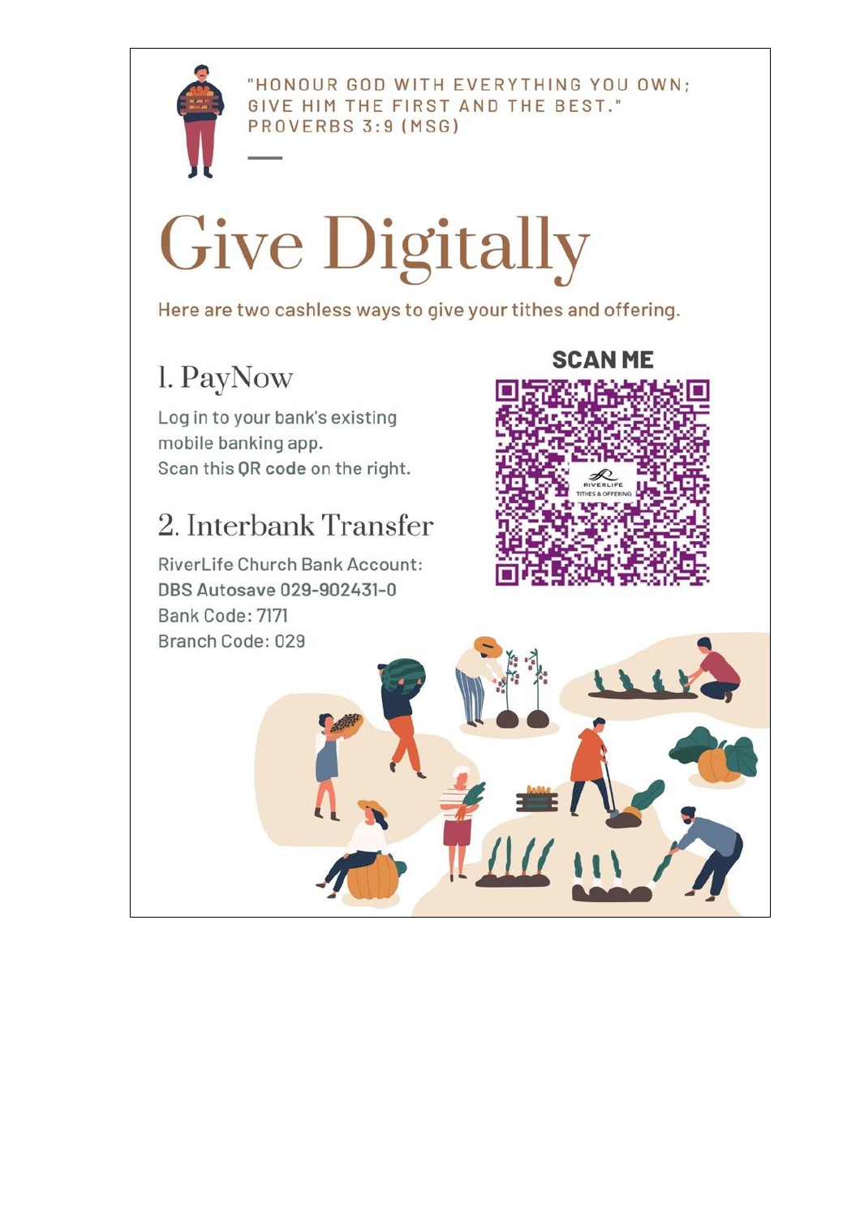"HONOUR GOD WITH EVERYTHING YOU OWN; GIVE HIM THE FIRST AND THE BEST."
PROVERBS 3:9 (MSG)

# Give Digitally

Here are two cashless ways to give your tithes and offering.

## 1. PayNow

Log in to your bank's existing mobile banking app.
Scan this **QR code** on the right.

**SCAN ME**

## 2. Interbank Transfer

RiverLife Church Bank Account:
**DBS Autosave 029-902431-0**
Bank Code: 7171
Branch Code: 029